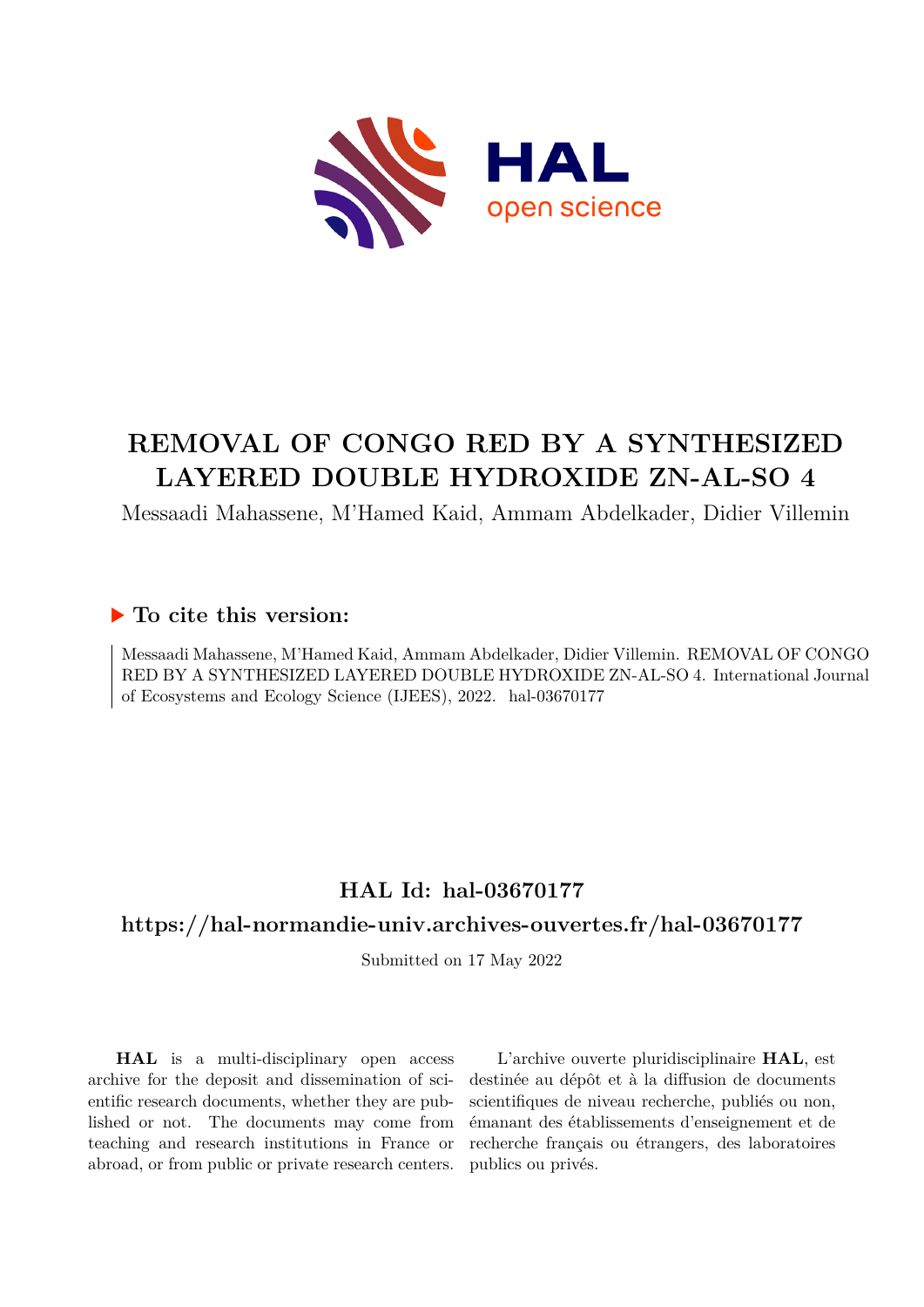# REMOVAL OF CONGO RED BY A SYNTHESIZED LAYERED DOUBLE HYDROXIDE ZN-AL-SO 4

Messaadi Mahassene, M'Hamed Kaid, Ammam Abdelkader, Didier Villemin

### ▶ To cite this version:

Messaadi Mahassene, M'Hamed Kaid, Ammam Abdelkader, Didier Villemin. REMOVAL OF CONGO RED BY A SYNTHESIZED LAYERED DOUBLE HYDROXIDE ZN-AL-SO 4. International Journal of Ecosystems and Ecology Science (IJEES), 2022. hal-03670177

## HAL Id: hal-03670177

## https://hal-normandie-univ.archives-ouvertes.fr/hal-03670177

Submitted on 17 May 2022

**HAL** is a multi-disciplinary open access archive for the deposit and dissemination of scientific research documents, whether they are published or not. The documents may come from teaching and research institutions in France or abroad, or from public or private research centers.

L'archive ouverte pluridisciplinaire **HAL**, est destinée au dépôt et à la diffusion de documents scientifiques de niveau recherche, publiés ou non, émanant des établissements d'enseignement et de recherche français ou étrangers, des laboratoires publics ou privés.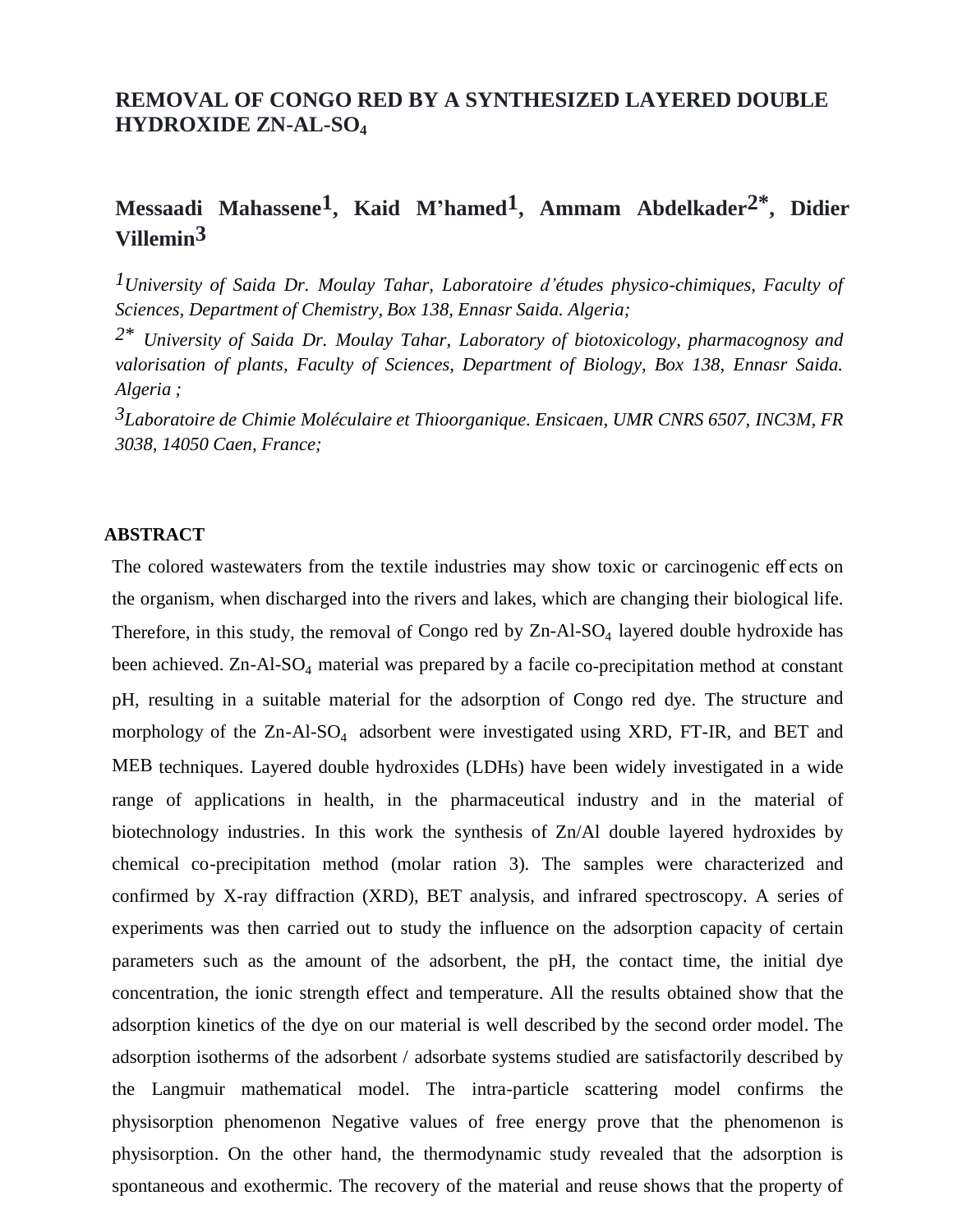# REMOVAL OF CONGO RED BY A SYNTHESIZED LAYERED DOUBLE HYDROXIDE ZN-AL-$SO_4$

**Messaadi Mahassene[1], Kaid M'hamed[1], Ammam Abdelkader[2*], Didier Villemin[3]**

*[1]University of Saida Dr. Moulay Tahar, Laboratoire d'études physico-chimiques, Faculty of Sciences, Department of Chemistry, Box 138, Ennasr Saida. Algeria;*

*[2*] University of Saida Dr. Moulay Tahar, Laboratory of biotoxicology, pharmacognosy and valorisation of plants, Faculty of Sciences, Department of Biology, Box 138, Ennasr Saida. Algeria ;*

*[3]Laboratoire de Chimie Moléculaire et Thioorganique. Ensicaen, UMR CNRS 6507, INC3M, FR 3038, 14050 Caen, France;*

## ABSTRACT

The colored wastewaters from the textile industries may show toxic or carcinogenic effects on the organism, when discharged into the rivers and lakes, which are changing their biological life. Therefore, in this study, the removal of Congo red by Zn-Al-$SO_4$ layered double hydroxide has been achieved. Zn-Al-$SO_4$ material was prepared by a facile co-precipitation method at constant pH, resulting in a suitable material for the adsorption of Congo red dye. The structure and morphology of the Zn-Al-$SO_4$ adsorbent were investigated using XRD, FT-IR, and BET and MEB techniques. Layered double hydroxides (LDHs) have been widely investigated in a wide range of applications in health, in the pharmaceutical industry and in the material of biotechnology industries. In this work the synthesis of Zn/Al double layered hydroxides by chemical co-precipitation method (molar ration 3). The samples were characterized and confirmed by X-ray diffraction (XRD), BET analysis, and infrared spectroscopy. A series of experiments was then carried out to study the influence on the adsorption capacity of certain parameters such as the amount of the adsorbent, the pH, the contact time, the initial dye concentration, the ionic strength effect and temperature. All the results obtained show that the adsorption kinetics of the dye on our material is well described by the second order model. The adsorption isotherms of the adsorbent / adsorbate systems studied are satisfactorily described by the Langmuir mathematical model. The intra-particle scattering model confirms the physisorption phenomenon Negative values of free energy prove that the phenomenon is physisorption. On the other hand, the thermodynamic study revealed that the adsorption is spontaneous and exothermic. The recovery of the material and reuse shows that the property of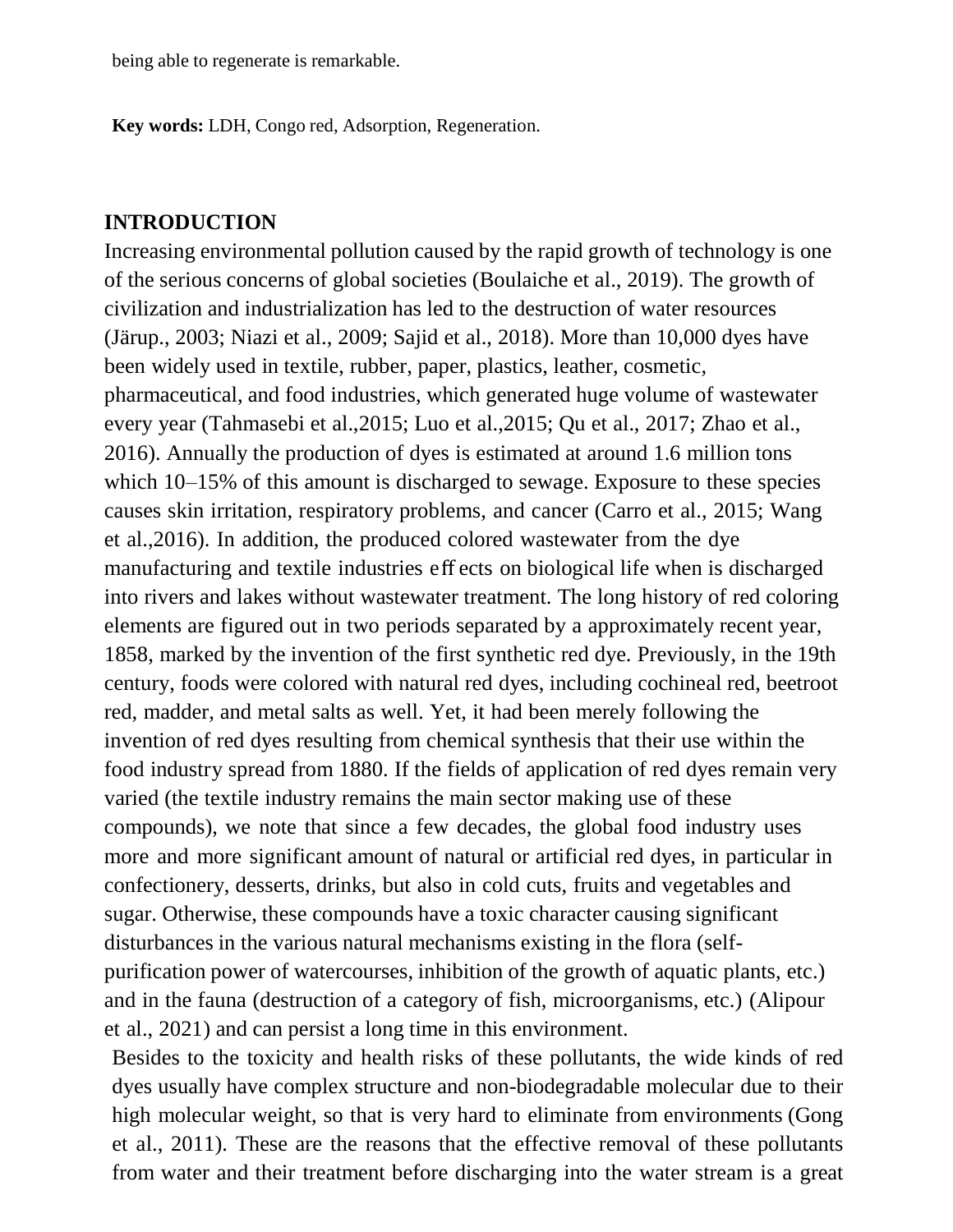being able to regenerate is remarkable.

**Key words:** LDH, Congo red, Adsorption, Regeneration.

## INTRODUCTION

Increasing environmental pollution caused by the rapid growth of technology is one of the serious concerns of global societies (Boulaiche et al., 2019). The growth of civilization and industrialization has led to the destruction of water resources (Järup., 2003; Niazi et al., 2009; Sajid et al., 2018). More than 10,000 dyes have been widely used in textile, rubber, paper, plastics, leather, cosmetic, pharmaceutical, and food industries, which generated huge volume of wastewater every year (Tahmasebi et al.,2015; Luo et al.,2015; Qu et al., 2017; Zhao et al., 2016). Annually the production of dyes is estimated at around 1.6 million tons which 10–15% of this amount is discharged to sewage. Exposure to these species causes skin irritation, respiratory problems, and cancer (Carro et al., 2015; Wang et al.,2016). In addition, the produced colored wastewater from the dye manufacturing and textile industries eff ects on biological life when is discharged into rivers and lakes without wastewater treatment. The long history of red coloring elements are figured out in two periods separated by a approximately recent year, 1858, marked by the invention of the first synthetic red dye. Previously, in the 19th century, foods were colored with natural red dyes, including cochineal red, beetroot red, madder, and metal salts as well. Yet, it had been merely following the invention of red dyes resulting from chemical synthesis that their use within the food industry spread from 1880. If the fields of application of red dyes remain very varied (the textile industry remains the main sector making use of these compounds), we note that since a few decades, the global food industry uses more and more significant amount of natural or artificial red dyes, in particular in confectionery, desserts, drinks, but also in cold cuts, fruits and vegetables and sugar. Otherwise, these compounds have a toxic character causing significant disturbances in the various natural mechanisms existing in the flora (self-purification power of watercourses, inhibition of the growth of aquatic plants, etc.) and in the fauna (destruction of a category of fish, microorganisms, etc.) (Alipour et al., 2021) and can persist a long time in this environment.

Besides to the toxicity and health risks of these pollutants, the wide kinds of red dyes usually have complex structure and non-biodegradable molecular due to their high molecular weight, so that is very hard to eliminate from environments (Gong et al., 2011). These are the reasons that the effective removal of these pollutants from water and their treatment before discharging into the water stream is a great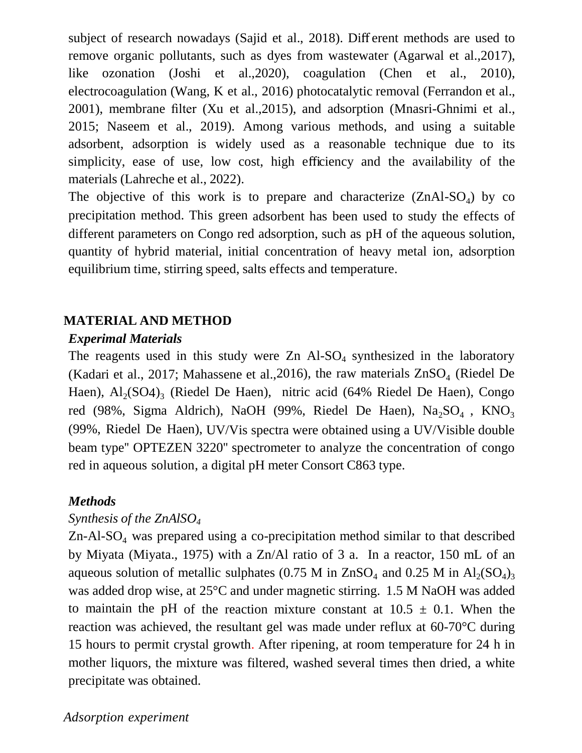subject of research nowadays (Sajid et al., 2018). Different methods are used to remove organic pollutants, such as dyes from wastewater (Agarwal et al.,2017), like ozonation (Joshi et al.,2020), coagulation (Chen et al., 2010), electrocoagulation (Wang, K et al., 2016) photocatalytic removal (Ferrandon et al., 2001), membrane filter (Xu et al.,2015), and adsorption (Mnasri-Ghnimi et al., 2015; Naseem et al., 2019). Among various methods, and using a suitable adsorbent, adsorption is widely used as a reasonable technique due to its simplicity, ease of use, low cost, high efficiency and the availability of the materials (Lahreche et al., 2022).

The objective of this work is to prepare and characterize ($ZnAl-SO_4$) by co precipitation method. This green adsorbent has been used to study the effects of different parameters on Congo red adsorption, such as pH of the aqueous solution, quantity of hybrid material, initial concentration of heavy metal ion, adsorption equilibrium time, stirring speed, salts effects and temperature.

## MATERIAL AND METHOD

### *Experimal Materials*

The reagents used in this study were Zn $Al-SO_4$ synthesized in the laboratory (Kadari et al., 2017; Mahassene et al.,2016), the raw materials $ZnSO_4$ (Riedel De Haen), $Al_2(SO4)_3$ (Riedel De Haen), nitric acid (64% Riedel De Haen), Congo red (98%, Sigma Aldrich), NaOH (99%, Riedel De Haen), $Na_2SO_4$ , $KNO_3$ (99%, Riedel De Haen), UV/Vis spectra were obtained using a UV/Visible double beam type" OPTEZEN 3220" spectrometer to analyze the concentration of congo red in aqueous solution, a digital pH meter Consort C863 type.

### *Methods*

*Synthesis of the $ZnAlSO_4$*

$Zn-Al-SO_4$ was prepared using a co-precipitation method similar to that described by Miyata (Miyata., 1975) with a Zn/Al ratio of 3 a. In a reactor, 150 mL of an aqueous solution of metallic sulphates (0.75 M in $ZnSO_4$ and 0.25 M in $Al_2(SO_4)_3$ was added drop wise, at 25°C and under magnetic stirring. 1.5 M NaOH was added to maintain the pH of the reaction mixture constant at 10.5 ± 0.1. When the reaction was achieved, the resultant gel was made under reflux at 60-70°C during 15 hours to permit crystal growth. After ripening, at room temperature for 24 h in mother liquors, the mixture was filtered, washed several times then dried, a white precipitate was obtained.

*Adsorption experiment*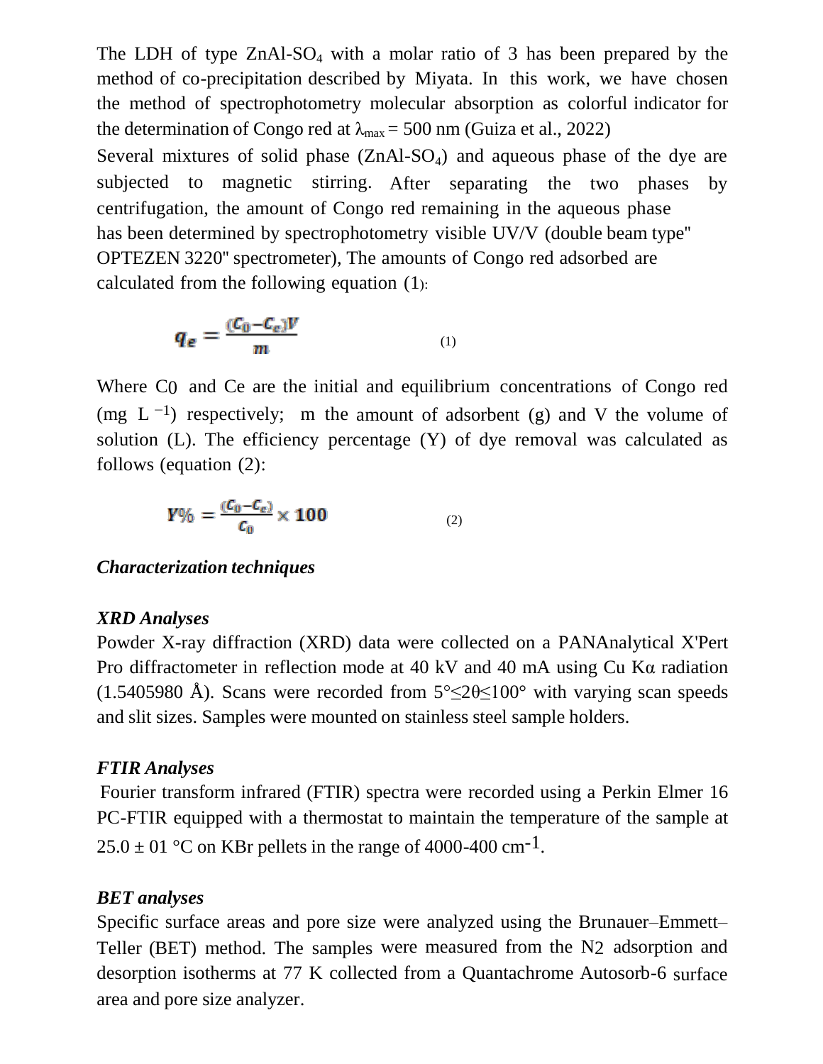The LDH of type ZnAl-$SO_4$ with a molar ratio of 3 has been prepared by the method of co-precipitation described by Miyata. In this work, we have chosen the method of spectrophotometry molecular absorption as colorful indicator for the determination of Congo red at $\lambda_{max}$ = 500 nm (Guiza et al., 2022)

Several mixtures of solid phase (ZnAl-$SO_4$) and aqueous phase of the dye are subjected to magnetic stirring. After separating the two phases by centrifugation, the amount of Congo red remaining in the aqueous phase has been determined by spectrophotometry visible UV/V (double beam type" OPTEZEN 3220" spectrometer), The amounts of Congo red adsorbed are calculated from the following equation (1):

$$q_e = \frac{(C_0 - C_e)V}{m} \tag{1}$$

Where $C_0$ and Ce are the initial and equilibrium concentrations of Congo red (mg $L^{-1}$) respectively; m the amount of adsorbent (g) and V the volume of solution (L). The efficiency percentage (Y) of dye removal was calculated as follows (equation (2):

$$Y\% = \frac{(C_0 - C_e)}{C_0} \times 100 \tag{2}$$

### *Characterization techniques*

#### *XRD Analyses*

Powder X-ray diffraction (XRD) data were collected on a PANAnalytical X'Pert Pro diffractometer in reflection mode at 40 kV and 40 mA using Cu Kα radiation (1.5405980 Å). Scans were recorded from $5° \leq 2\theta \leq 100°$ with varying scan speeds and slit sizes. Samples were mounted on stainless steel sample holders.

#### *FTIR Analyses*

Fourier transform infrared (FTIR) spectra were recorded using a Perkin Elmer 16 PC-FTIR equipped with a thermostat to maintain the temperature of the sample at 25.0 ± 01 °C on KBr pellets in the range of 4000-400 $cm^{-1}$.

#### *BET analyses*

Specific surface areas and pore size were analyzed using the Brunauer–Emmett–Teller (BET) method. The samples were measured from the $N_2$ adsorption and desorption isotherms at 77 K collected from a Quantachrome Autosorb-6 surface area and pore size analyzer.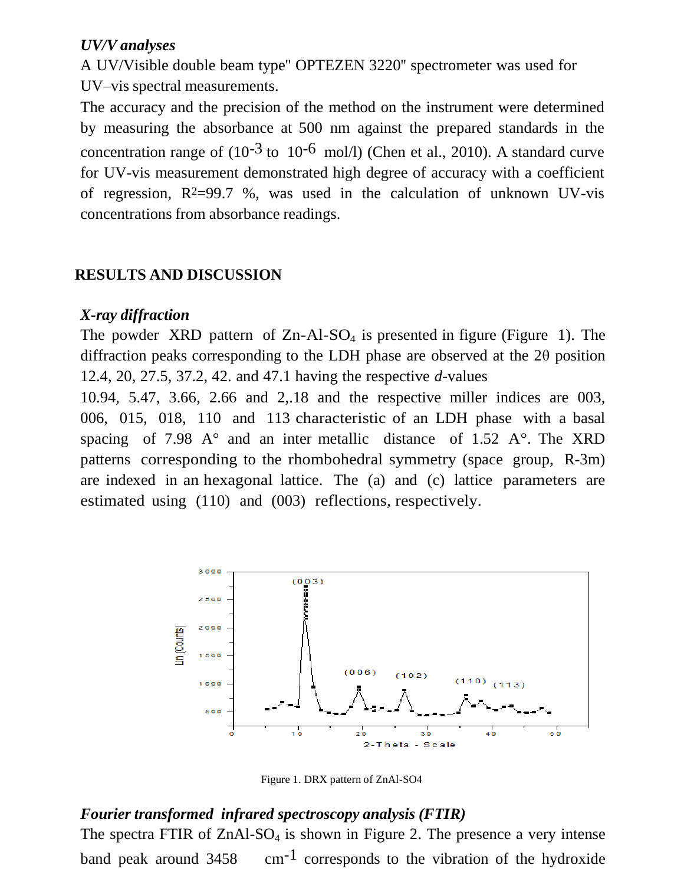### *UV/V analyses*

A UV/Visible double beam type" OPTEZEN 3220" spectrometer was used for UV–vis spectral measurements.

The accuracy and the precision of the method on the instrument were determined by measuring the absorbance at 500 nm against the prepared standards in the concentration range of ($10^{-3}$ to $10^{-6}$ mol/l) (Chen et al., 2010). A standard curve for UV-vis measurement demonstrated high degree of accuracy with a coefficient of regression, $R^2$=99.7 %, was used in the calculation of unknown UV-vis concentrations from absorbance readings.

## RESULTS AND DISCUSSION

### *X-ray diffraction*

The powder XRD pattern of Zn-Al-$SO_4$ is presented in figure (Figure 1). The diffraction peaks corresponding to the LDH phase are observed at the 2θ position 12.4, 20, 27.5, 37.2, 42. and 47.1 having the respective *d*-values 10.94, 5.47, 3.66, 2.66 and 2,.18 and the respective miller indices are 003, 006, 015, 018, 110 and 113 characteristic of an LDH phase with a basal spacing of 7.98 A° and an inter metallic distance of 1.52 A°. The XRD patterns corresponding to the rhombohedral symmetry (space group, R-3m) are indexed in an hexagonal lattice. The (a) and (c) lattice parameters are estimated using (110) and (003) reflections, respectively.

3000
2500
2000
1500
1000
500
Lin (Counts)
(003)
(006)
(102)
(110)
(113)
0
10
20
30
40
50
2-Theta - Scale

Figure 1. DRX pattern of ZnAl-SO4

### *Fourier transformed infrared spectroscopy analysis (FTIR)*

The spectra FTIR of ZnAl-$SO_4$ is shown in Figure 2. The presence a very intense band peak around 3458 $cm^{-1}$ corresponds to the vibration of the hydroxide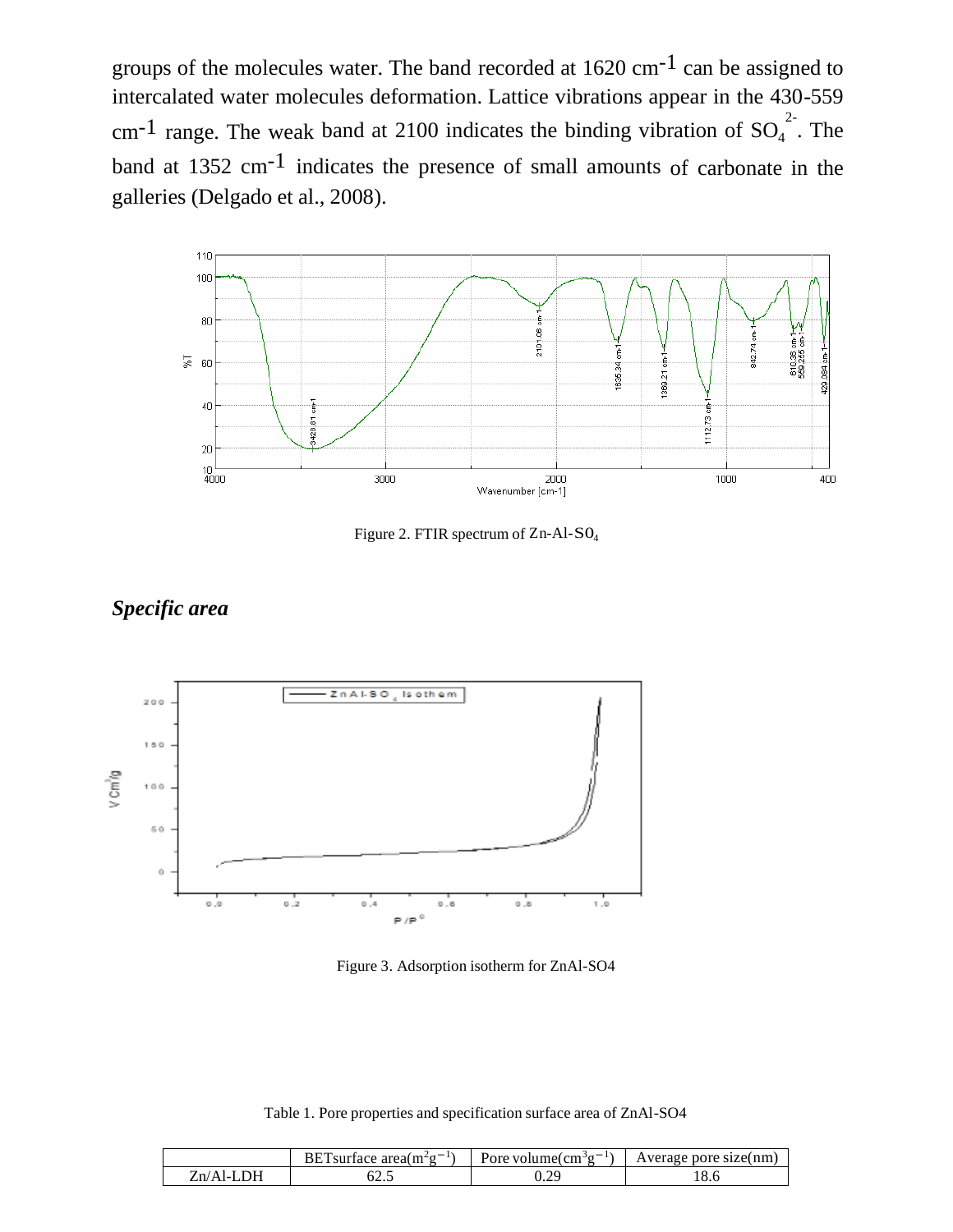groups of the molecules water. The band recorded at 1620 $cm^{-1}$ can be assigned to intercalated water molecules deformation. Lattice vibrations appear in the 430-559 $cm^{-1}$ range. The weak band at 2100 indicates the binding vibration of $SO_4^{2-}$. The band at 1352 $cm^{-1}$ indicates the presence of small amounts of carbonate in the galleries (Delgado et al., 2008).

110
100
80
60
40
20
10
%T
4000
3000
2000
1000
400
Wavenumber [cm-1]
3429.81 cm-1
2101.06 cm-1
1635.34 cm-1
1369.21 cm-1
1112.73 cm-1
842.74 cm-1
610.38 cm-1
559.255 cm-1
429.084 cm-1

Figure 2. FTIR spectrum of Zn-Al-$SO_4$

### *Specific area*

ZnAl-SO4 Isothem
200
150
100
50
0
V Cm³/g
0,0
0,2
0,4
0,6
0,8
1,0
P/P°

Figure 3. Adsorption isotherm for ZnAl-SO4

Table 1. Pore properties and specification surface area of ZnAl-SO4

| | BETsurface area($m^2g^{-1}$) | Pore volume($cm^3g^{-1}$) | Average pore size(nm) |
|---|---|---|---|
| Zn/Al-LDH | 62.5 | 0.29 | 18.6 |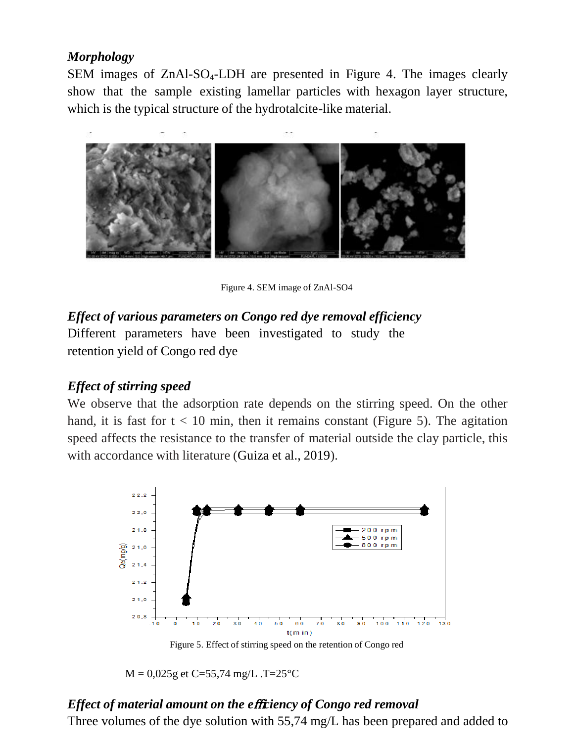### *Morphology*

SEM images of ZnAl-$SO_4$-LDH are presented in Figure 4. The images clearly show that the sample existing lamellar particles with hexagon layer structure, which is the typical structure of the hydrotalcite-like material.

Figure 4. SEM image of ZnAl-SO4

### *Effect of various parameters on Congo red dye removal efficiency*

Different parameters have been investigated to study the retention yield of Congo red dye

### *Effect of stirring speed*

We observe that the adsorption rate depends on the stirring speed. On the other hand, it is fast for t < 10 min, then it remains constant (Figure 5). The agitation speed affects the resistance to the transfer of material outside the clay particle, this with accordance with literature (Guiza et al., 2019).

22,2
22,0
21,8
21,6
21,4
21,2
21,0
20,8
Qe(mg/g)
-10 0 10 20 30 40 50 60 70 80 90 100 110 120 130
t(min)
200 rpm
500 rpm
800 rpm

Figure 5. Effect of stirring speed on the retention of Congo red

M = 0,025g et C=55,74 mg/L .T=25°C

### *Effect of material amount on the efficiency of Congo red removal*

Three volumes of the dye solution with 55,74 mg/L has been prepared and added to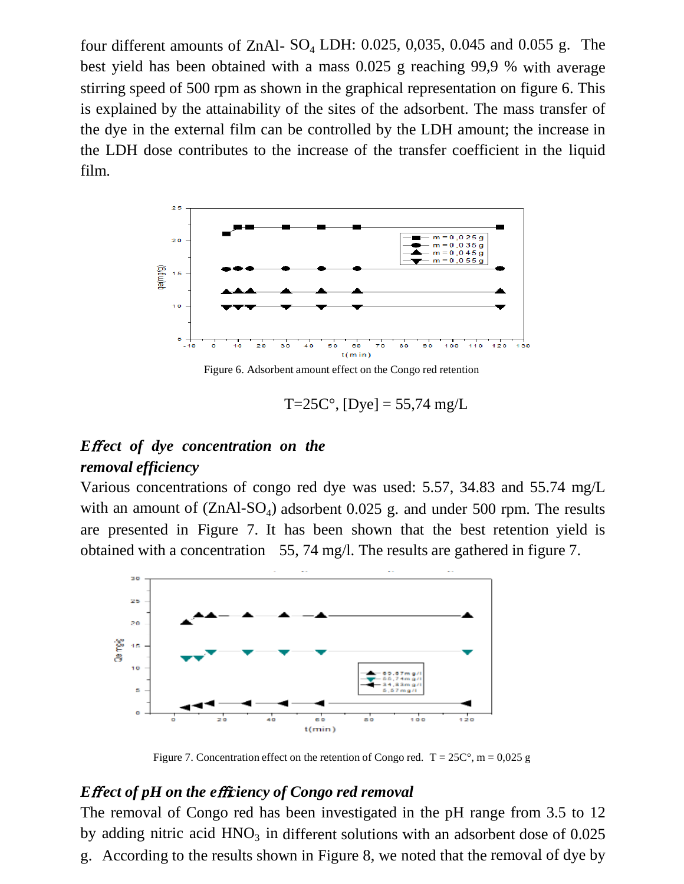four different amounts of ZnAl- $SO_4$ LDH: 0.025, 0,035, 0.045 and 0.055 g. The best yield has been obtained with a mass 0.025 g reaching 99,9 % with average stirring speed of 500 rpm as shown in the graphical representation on figure 6. This is explained by the attainability of the sites of the adsorbent. The mass transfer of the dye in the external film can be controlled by the LDH amount; the increase in the LDH dose contributes to the increase of the transfer coefficient in the liquid film.

qe(mg/g)
25
20
15
10
5
-10 0 10 20 30 40 50 60 70 80 90 100 110 120 130
t(min)
m=0,025g
m=0,035g
m=0,045g
m=0,055g

Figure 6. Adsorbent amount effect on the Congo red retention

T=25C°, [Dye] = 55,74 mg/L

### *Effect of dye concentration on the removal efficiency*

Various concentrations of congo red dye was used: 5.57, 34.83 and 55.74 mg/L with an amount of (ZnAl-$SO_4$) adsorbent 0.025 g. and under 500 rpm. The results are presented in Figure 7. It has been shown that the best retention yield is obtained with a concentration 55, 74 mg/l. The results are gathered in figure 7.

Qe mg/g
30
25
20
15
10
5
0
0 20 40 60 80 100 120
t(min)
55,67mg/l
55,74mg/l
34,83mg/l
5,57mg/l

Figure 7. Concentration effect on the retention of Congo red. T = 25C°, m = 0,025 g

### *Effect of pH on the efficiency of Congo red removal*

The removal of Congo red has been investigated in the pH range from 3.5 to 12 by adding nitric acid $HNO_3$ in different solutions with an adsorbent dose of 0.025 g. According to the results shown in Figure 8, we noted that the removal of dye by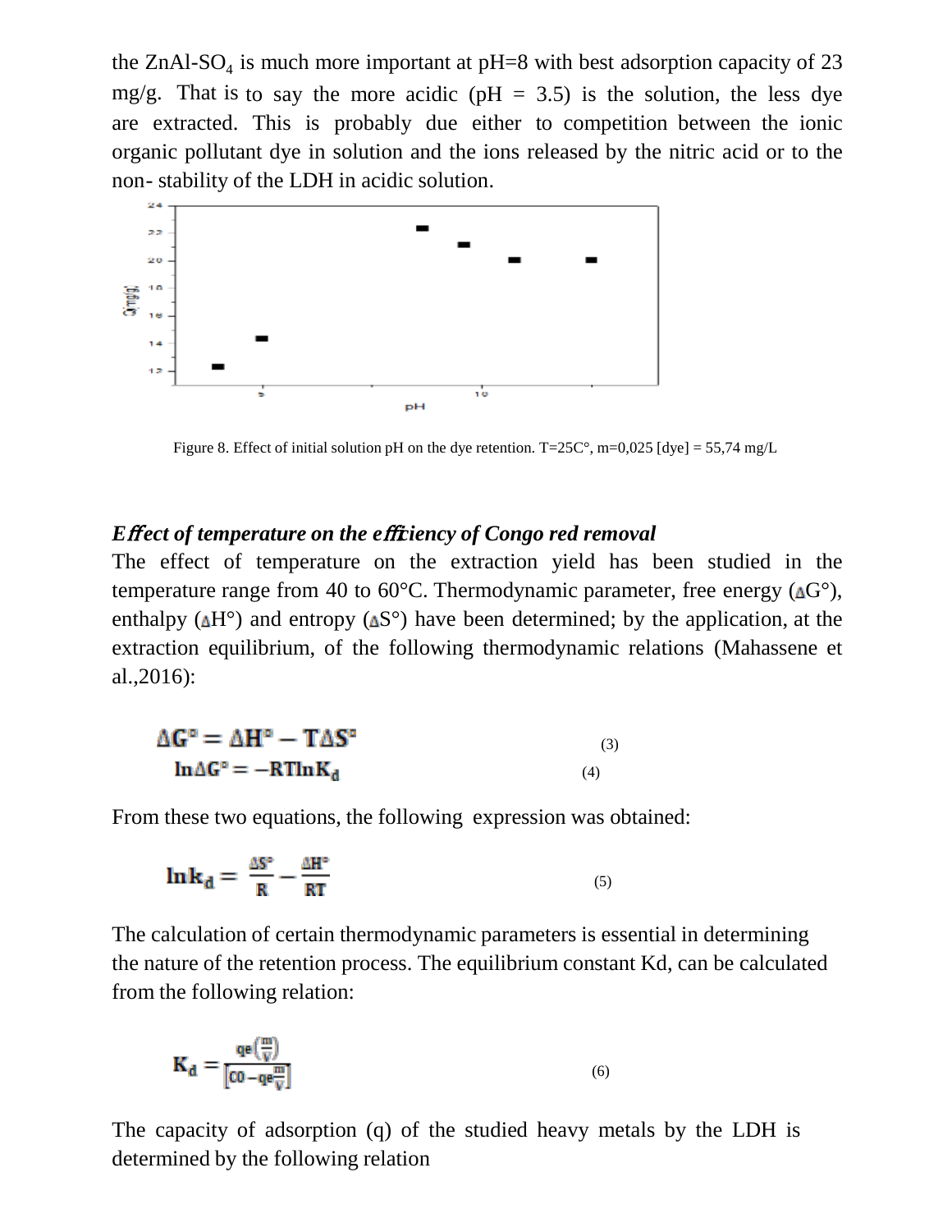the ZnAl-$SO_4$ is much more important at pH=8 with best adsorption capacity of 23 mg/g. That is to say the more acidic (pH = 3.5) is the solution, the less dye are extracted. This is probably due either to competition between the ionic organic pollutant dye in solution and the ions released by the nitric acid or to the non- stability of the LDH in acidic solution.

24
22
20
18
16
14
12
Q(mg/g)
5
10
pH

Figure 8. Effect of initial solution pH on the dye retention. T=25C°, m=0,025 [dye] = 55,74 mg/L

### *Effect of temperature on the efficiency of Congo red removal*

The effect of temperature on the extraction yield has been studied in the temperature range from 40 to 60°C. Thermodynamic parameter, free energy ($\Delta G°$), enthalpy ($\Delta H°$) and entropy ($\Delta S°$) have been determined; by the application, at the extraction equilibrium, of the following thermodynamic relations (Mahassene et al.,2016):

$$\Delta G° = \Delta H° - T\Delta S° \quad (3)$$

$$\ln \Delta G° = -RT \ln K_d \quad (4)$$

From these two equations, the following expression was obtained:

$$\ln k_d = \frac{\Delta S°}{R} - \frac{\Delta H°}{RT} \quad (5)$$

The calculation of certain thermodynamic parameters is essential in determining the nature of the retention process. The equilibrium constant Kd, can be calculated from the following relation:

$$K_d = \frac{qe\left(\frac{m}{V}\right)}{\left[C0 - qe\frac{m}{V}\right]} \quad (6)$$

The capacity of adsorption (q) of the studied heavy metals by the LDH is determined by the following relation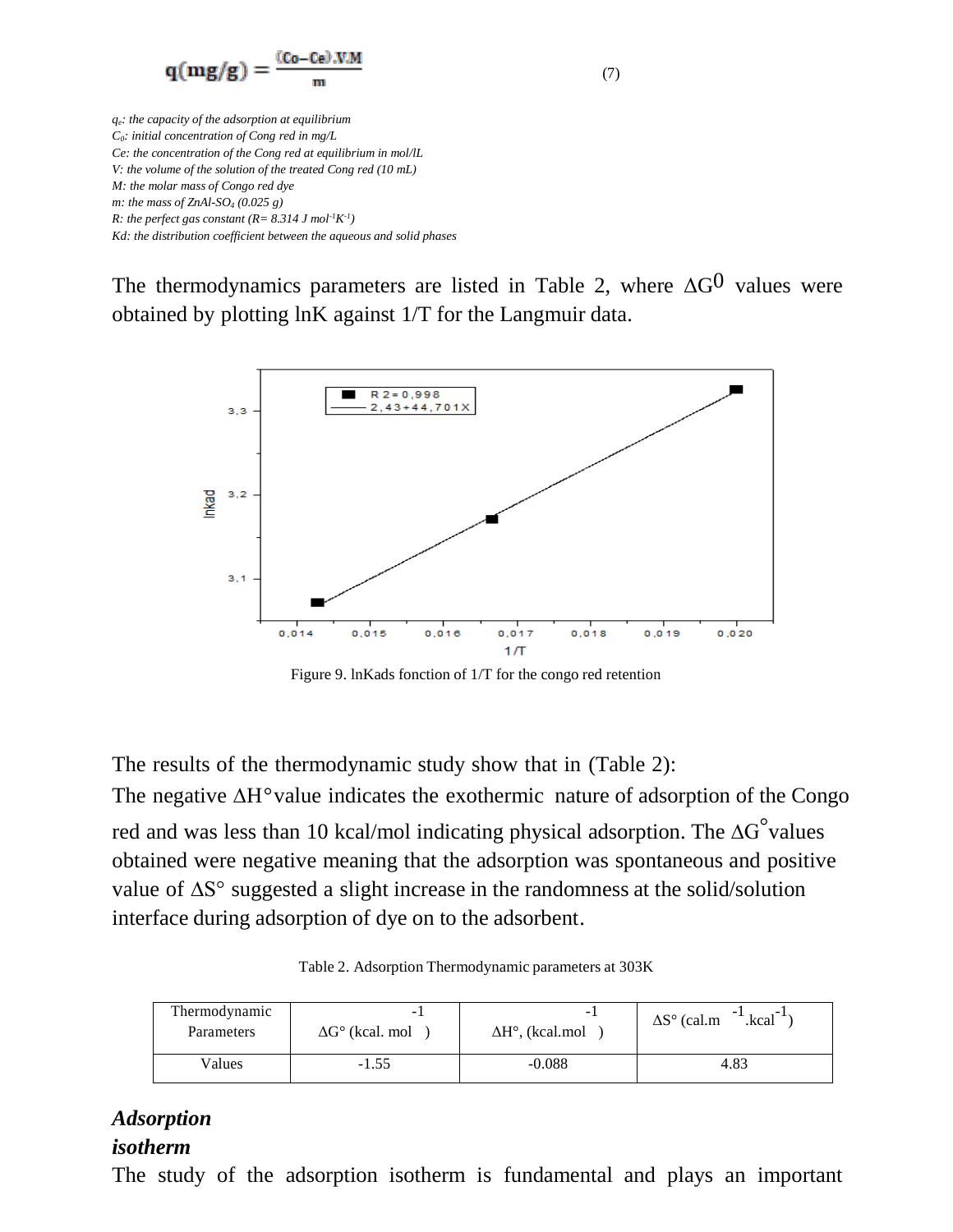$$q(mg/g) = \frac{(Co - Ce).V.M}{m} \quad (7)$$

*$q_e$: the capacity of the adsorption at equilibrium*
*$C_0$: initial concentration of Cong red in mg/L*
*Ce: the concentration of the Cong red at equilibrium in mol/lL*
*V: the volume of the solution of the treated Cong red (10 mL)*
*M: the molar mass of Congo red dye*
*m: the mass of ZnAl-$SO_4$ (0.025 g)*
*R: the perfect gas constant (R= 8.314 J $mol^{-1}K^{-1}$)*
*Kd: the distribution coefficient between the aqueous and solid phases*

The thermodynamics parameters are listed in Table 2, where $\Delta G^0$ values were obtained by plotting lnK against 1/T for the Langmuir data.

R 2 = 0,998
2,43+44,701X
lnkad
3,1
3,2
3,3
0,014
0,015
0,016
0,017
0,018
0,019
0,020
1/T

Figure 9. lnKads fonction of 1/T for the congo red retention

The results of the thermodynamic study show that in (Table 2):
The negative $\Delta H°$ value indicates the exothermic nature of adsorption of the Congo red and was less than 10 kcal/mol indicating physical adsorption. The $\Delta G°$ values obtained were negative meaning that the adsorption was spontaneous and positive value of $\Delta S°$ suggested a slight increase in the randomness at the solid/solution interface during adsorption of dye on to the adsorbent.

Table 2. Adsorption Thermodynamic parameters at 303K

| Thermodynamic Parameters | $\Delta G°$ (kcal. $mol^{-1}$) | $\Delta H°$, (kcal.$mol^{-1}$) | $\Delta S°$ (cal.$m^{-1}$.$kcal^{-1}$) |
|---|---|---|---|
| Values | -1.55 | -0.088 | 4.83 |

***Adsorption isotherm***

The study of the adsorption isotherm is fundamental and plays an important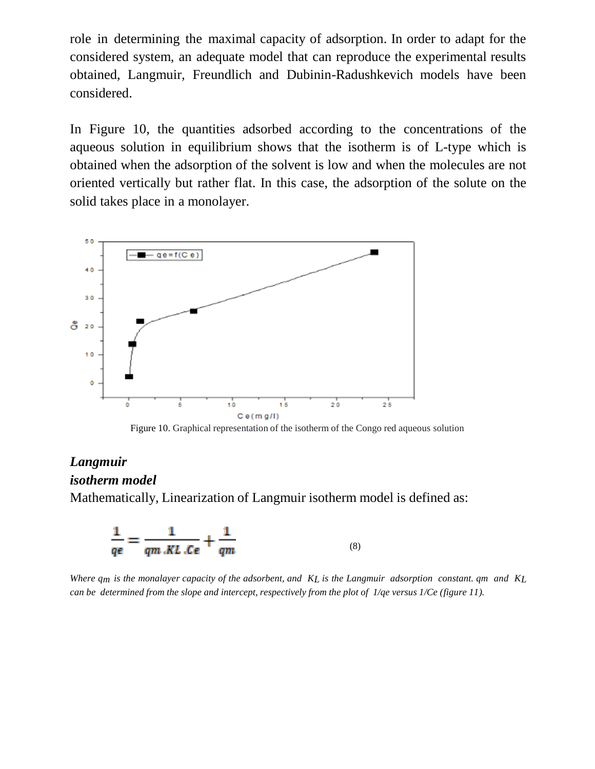role in determining the maximal capacity of adsorption. In order to adapt for the considered system, an adequate model that can reproduce the experimental results obtained, Langmuir, Freundlich and Dubinin-Radushkevich models have been considered.

In Figure 10, the quantities adsorbed according to the concentrations of the aqueous solution in equilibrium shows that the isotherm is of L-type which is obtained when the adsorption of the solvent is low and when the molecules are not oriented vertically but rather flat. In this case, the adsorption of the solute on the solid takes place in a monolayer.

qe=f(Ce)

Qe

0
10
20
30
40
50

0
5
10
15
20
25

Ce(mg/l)

Figure 10. Graphical representation of the isotherm of the Congo red aqueous solution

***Langmuir isotherm model***

Mathematically, Linearization of Langmuir isotherm model is defined as:

$$\frac{1}{qe} = \frac{1}{qm\,.KL\,.Ce} + \frac{1}{qm} \qquad (8)$$

*Where $q_m$ is the monalayer capacity of the adsorbent, and $K_L$ is the Langmuir adsorption constant. $qm$ and $K_L$ can be determined from the slope and intercept, respectively from the plot of 1/qe versus 1/Ce (figure 11).*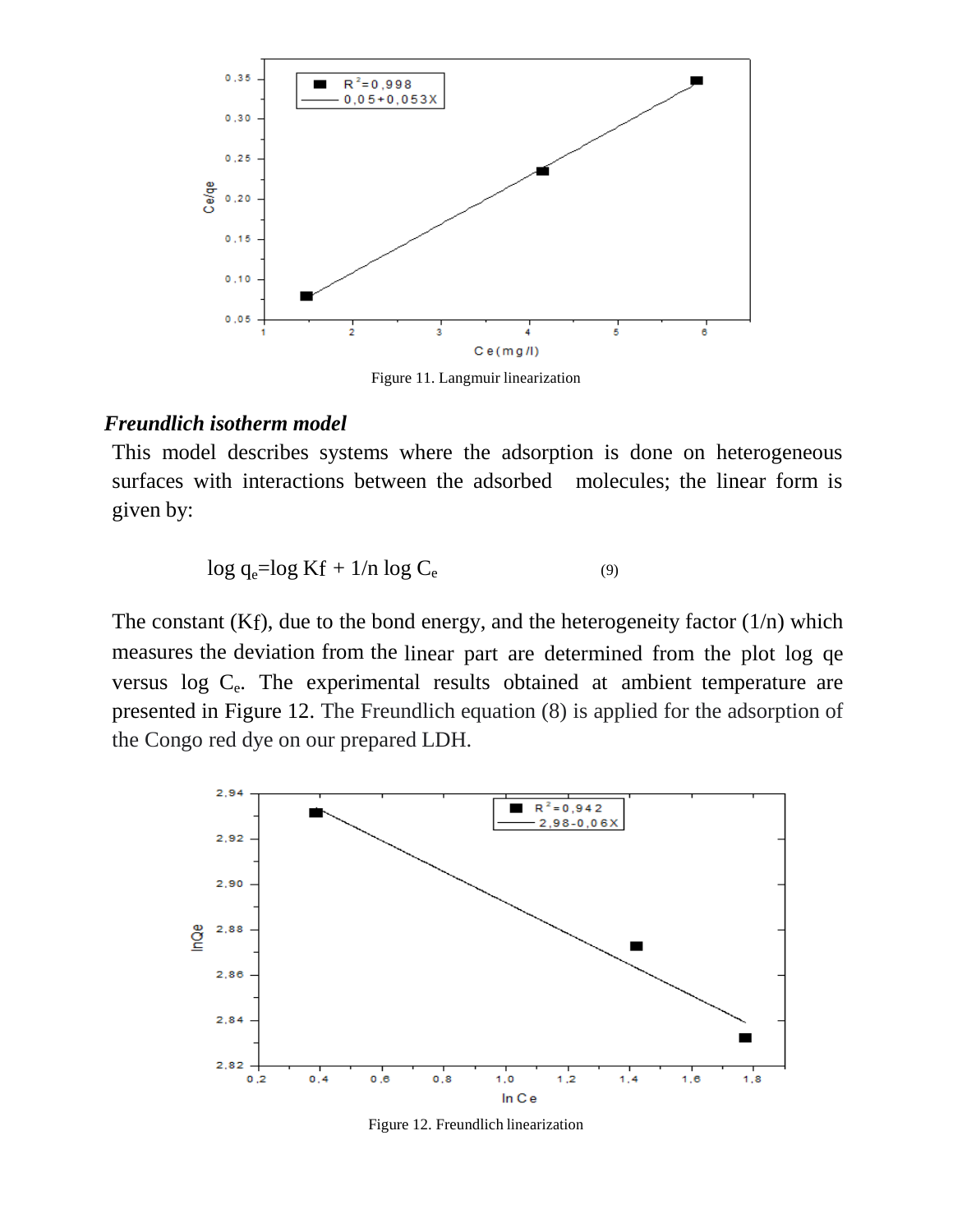0,35
0,30
0,25
0,20
0,15
0,10
0,05
Ce/qe
$R^2$=0,998
0,05+0,053X
1 2 3 4 5 6
Ce(mg/l)

Figure 11. Langmuir linearization

## *Freundlich isotherm model*

This model describes systems where the adsorption is done on heterogeneous surfaces with interactions between the adsorbed molecules; the linear form is given by:

$$\log q_e = \log Kf + 1/n \log C_e \quad (9)$$

The constant (Kf), due to the bond energy, and the heterogeneity factor (1/n) which measures the deviation from the linear part are determined from the plot log qe versus log $C_e$. The experimental results obtained at ambient temperature are presented in Figure 12. The Freundlich equation (8) is applied for the adsorption of the Congo red dye on our prepared LDH.

2,94
2,92
2,90
2,88
2,86
2,84
2,82
lnQe
$R^2$=0,942
2,98-0,06X
0,2 0,4 0,6 0,8 1,0 1,2 1,4 1,6 1,8
ln Ce

Figure 12. Freundlich linearization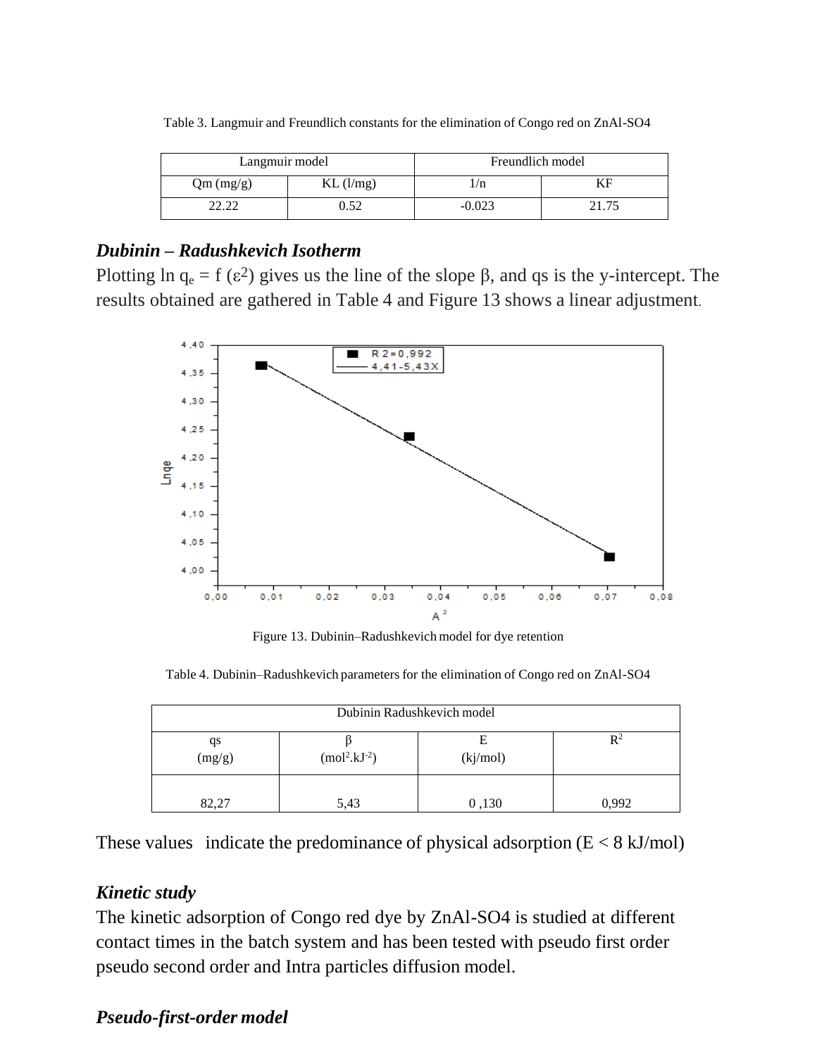Table 3. Langmuir and Freundlich constants for the elimination of Congo red on ZnAl-SO4

| Langmuir model | | Freundlich model | |
|---|---|---|---|
| Qm (mg/g) | KL (l/mg) | 1/n | KF |
| 22.22 | 0.52 | -0.023 | 21.75 |

### *Dubinin – Radushkevich Isotherm*

Plotting $\ln q_e = f(\varepsilon^2)$ gives us the line of the slope β, and qs is the y-intercept. The results obtained are gathered in Table 4 and Figure 13 shows a linear adjustment.

R 2=0,992
4,41-5,43X
Lnqe
4,40
4,35
4,30
4,25
4,20
4,15
4,10
4,05
4,00
0,00
0,01
0,02
0,03
0,04
0,05
0,06
0,07
0,08
$A^2$

Figure 13. Dubinin–Radushkevich model for dye retention

Table 4. Dubinin–Radushkevich parameters for the elimination of Congo red on ZnAl-SO4

| Dubinin Radushkevich model | | | |
|---|---|---|---|
| qs (mg/g) | β ($mol^2.kJ^{-2}$) | E (kj/mol) | $R^2$ |
| 82,27 | 5,43 | 0 ,130 | 0,992 |

These values indicate the predominance of physical adsorption (E < 8 kJ/mol)

### *Kinetic study*

The kinetic adsorption of Congo red dye by ZnAl-SO4 is studied at different contact times in the batch system and has been tested with pseudo first order pseudo second order and Intra particles diffusion model.

### *Pseudo-first-order model*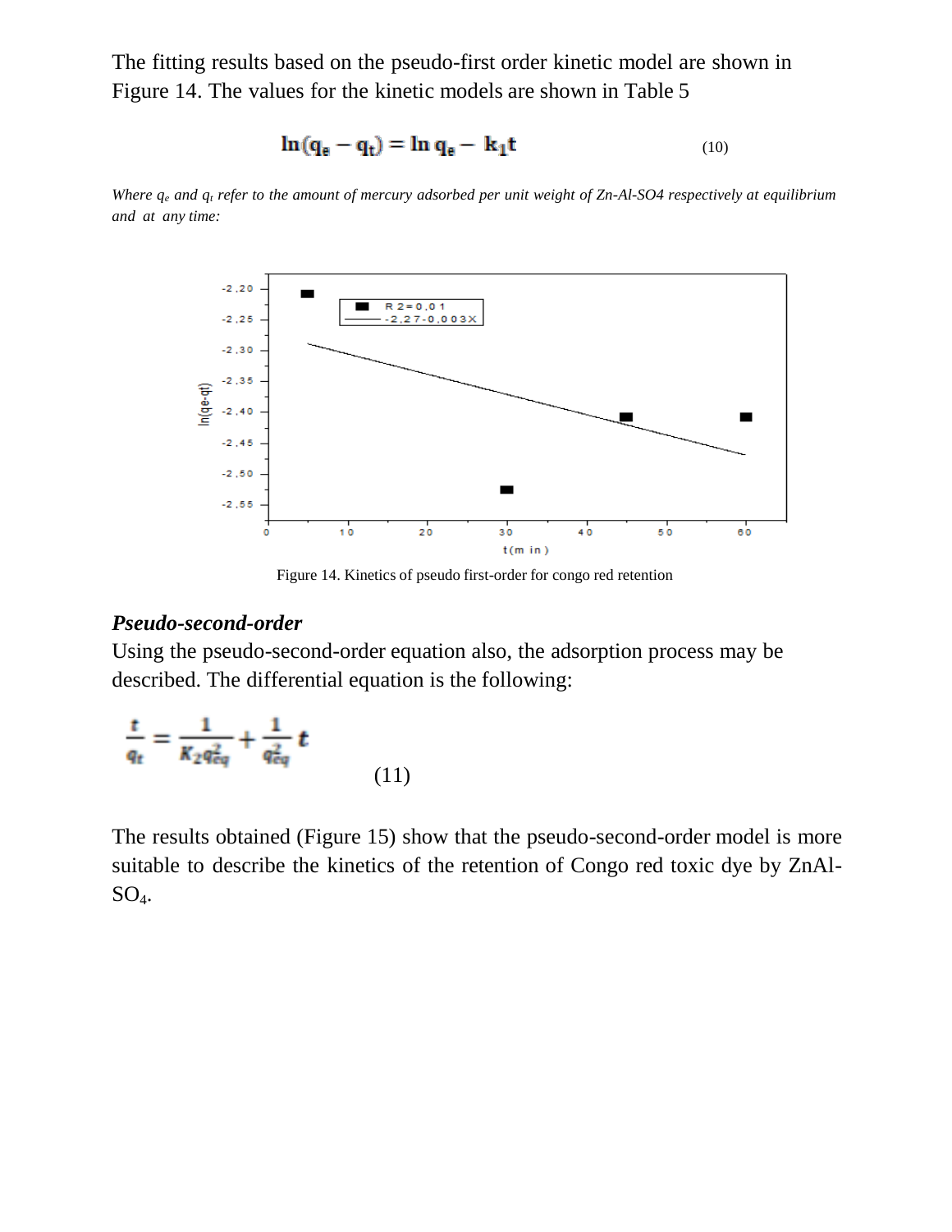The fitting results based on the pseudo-first order kinetic model are shown in Figure 14. The values for the kinetic models are shown in Table 5

$$\ln(q_e - q_t) = \ln q_e - k_1 t \tag{10}$$

*Where $q_e$ and $q_t$ refer to the amount of mercury adsorbed per unit weight of Zn-Al-SO4 respectively at equilibrium and at any time:*

R 2=0,01
-2,27-0,003X
ln(qe-qt)
-2,20
-2,25
-2,30
-2,35
-2,40
-2,45
-2,50
-2,55
0
10
20
30
40
50
60
t(min)

Figure 14. Kinetics of pseudo first-order for congo red retention

### *Pseudo-second-order*

Using the pseudo-second-order equation also, the adsorption process may be described. The differential equation is the following:

$$\frac{t}{q_t} = \frac{1}{K_2 q_{eq}^2} + \frac{1}{q_{eq}^2} t \tag{11}$$

The results obtained (Figure 15) show that the pseudo-second-order model is more suitable to describe the kinetics of the retention of Congo red toxic dye by ZnAl-$SO_4$.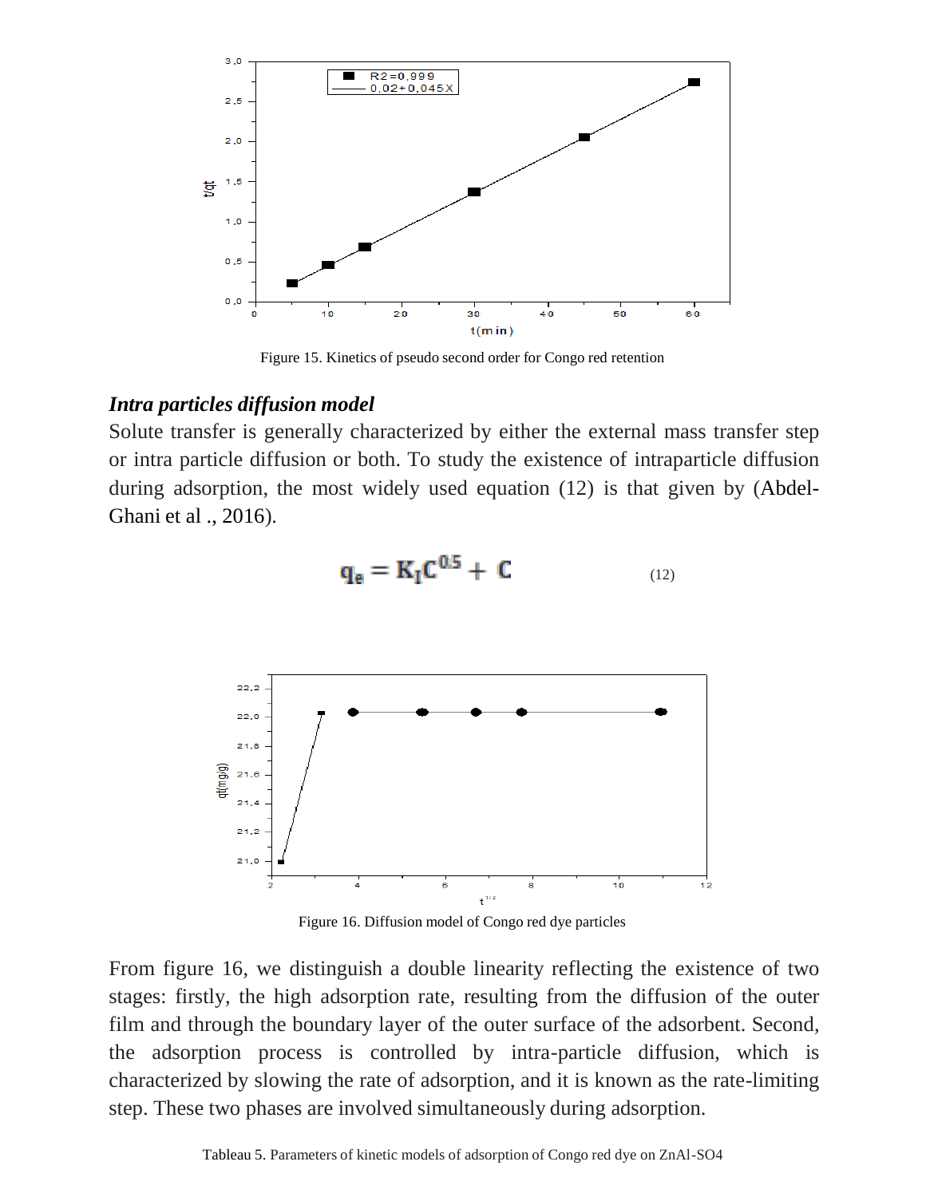3,0
2,5
2,0
1,5
1,0
0,5
0,0
t/qt
R2=0,999
0,02+0,045X
0 10 20 30 40 50 60
t(min)

Figure 15. Kinetics of pseudo second order for Congo red retention

### *Intra particles diffusion model*

Solute transfer is generally characterized by either the external mass transfer step or intra particle diffusion or both. To study the existence of intraparticle diffusion during adsorption, the most widely used equation (12) is that given by (Abdel-Ghani et al ., 2016).

$$q_e = K_I C^{0.5} + C \qquad (12)$$

22,2
22,0
21,8
21,6
21,4
21,2
21,0
qt(mg/g)
2 4 6 8 10 12
$t^{1/2}$

Figure 16. Diffusion model of Congo red dye particles

From figure 16, we distinguish a double linearity reflecting the existence of two stages: firstly, the high adsorption rate, resulting from the diffusion of the outer film and through the boundary layer of the outer surface of the adsorbent. Second, the adsorption process is controlled by intra-particle diffusion, which is characterized by slowing the rate of adsorption, and it is known as the rate-limiting step. These two phases are involved simultaneously during adsorption.

Tableau 5. Parameters of kinetic models of adsorption of Congo red dye on ZnAl-$SO_4$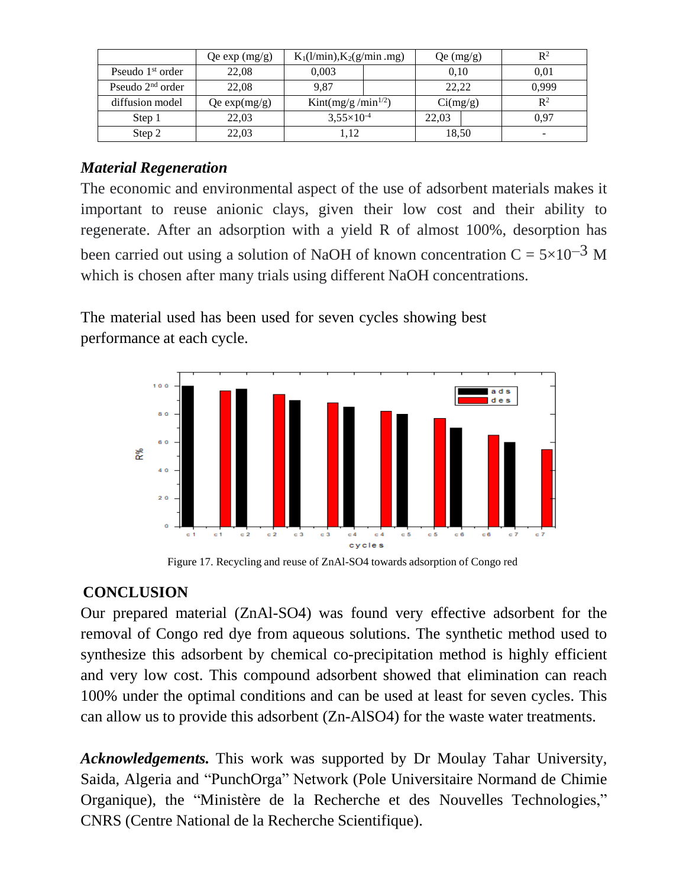| | Qe exp (mg/g) | $K_1$(l/min),$K_2$(g/min .mg) | Qe (mg/g) | $R^2$ |
|---|---|---|---|---|
| Pseudo 1st order | 22,08 | 0,003 | 0,10 | 0,01 |
| Pseudo 2nd order | 22,08 | 9,87 | 22,22 | 0,999 |
| diffusion model | Qe exp(mg/g) | Kint(mg/g /min$^{1/2}$) | Ci(mg/g) | $R^2$ |
| Step 1 | 22,03 | $3{,}55\times10^{-4}$ | 22,03 | 0,97 |
| Step 2 | 22,03 | 1,12 | 18,50 | - |

### *Material Regeneration*

The economic and environmental aspect of the use of adsorbent materials makes it important to reuse anionic clays, given their low cost and their ability to regenerate. After an adsorption with a yield R of almost 100%, desorption has been carried out using a solution of NaOH of known concentration C = $5\times10^{-3}$ M which is chosen after many trials using different NaOH concentrations.

The material used has been used for seven cycles showing best performance at each cycle.

R%

100
80
60
40
20
0

ads
des

c1 c1 c2 c2 c3 c3 c4 c4 c5 c5 c6 c6 c7 c7

cycles

Figure 17. Recycling and reuse of ZnAl-SO4 towards adsorption of Congo red

## CONCLUSION

Our prepared material (ZnAl-SO4) was found very effective adsorbent for the removal of Congo red dye from aqueous solutions. The synthetic method used to synthesize this adsorbent by chemical co-precipitation method is highly efficient and very low cost. This compound adsorbent showed that elimination can reach 100% under the optimal conditions and can be used at least for seven cycles. This can allow us to provide this adsorbent (Zn-AlSO4) for the waste water treatments.

***Acknowledgements.*** This work was supported by Dr Moulay Tahar University, Saida, Algeria and "PunchOrga" Network (Pole Universitaire Normand de Chimie Organique), the "Ministère de la Recherche et des Nouvelles Technologies," CNRS (Centre National de la Recherche Scientifique).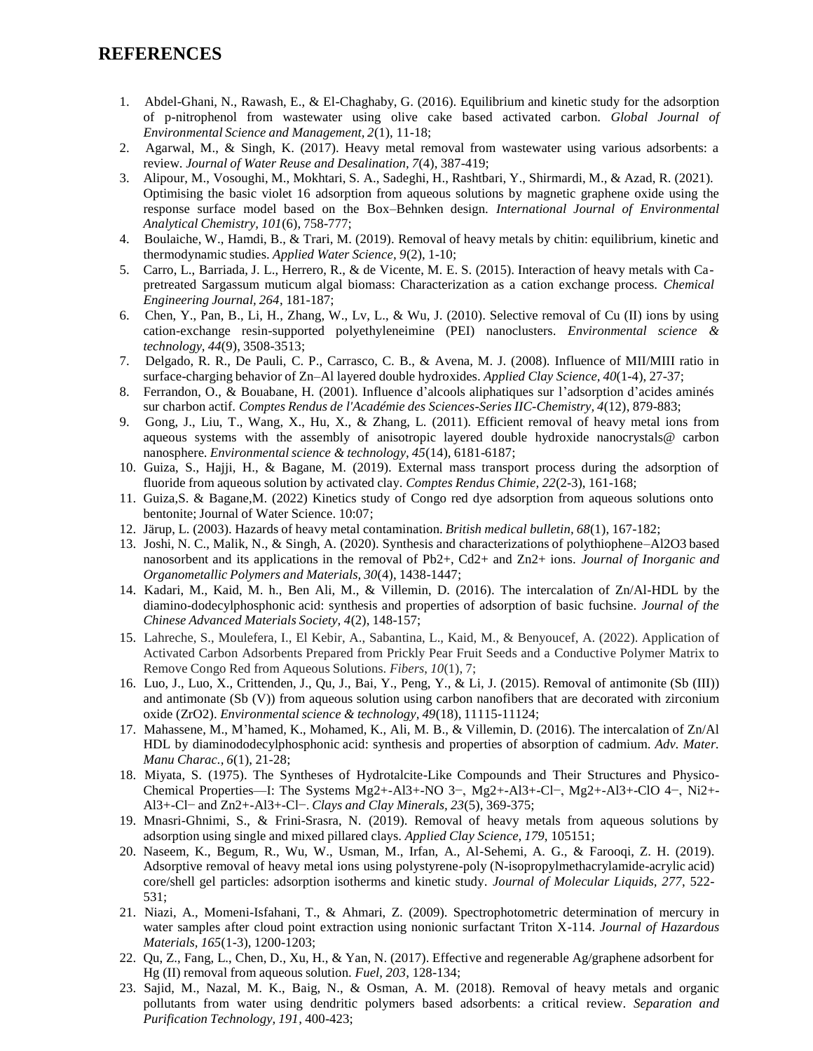## REFERENCES

1. Abdel-Ghani, N., Rawash, E., & El-Chaghaby, G. (2016). Equilibrium and kinetic study for the adsorption of p-nitrophenol from wastewater using olive cake based activated carbon. *Global Journal of Environmental Science and Management, 2*(1), 11-18;
2. Agarwal, M., & Singh, K. (2017). Heavy metal removal from wastewater using various adsorbents: a review. *Journal of Water Reuse and Desalination, 7*(4), 387-419;
3. Alipour, M., Vosoughi, M., Mokhtari, S. A., Sadeghi, H., Rashtbari, Y., Shirmardi, M., & Azad, R. (2021). Optimising the basic violet 16 adsorption from aqueous solutions by magnetic graphene oxide using the response surface model based on the Box–Behnken design. *International Journal of Environmental Analytical Chemistry, 101*(6), 758-777;
4. Boulaiche, W., Hamdi, B., & Trari, M. (2019). Removal of heavy metals by chitin: equilibrium, kinetic and thermodynamic studies. *Applied Water Science, 9*(2), 1-10;
5. Carro, L., Barriada, J. L., Herrero, R., & de Vicente, M. E. S. (2015). Interaction of heavy metals with Ca-pretreated Sargassum muticum algal biomass: Characterization as a cation exchange process. *Chemical Engineering Journal, 264*, 181-187;
6. Chen, Y., Pan, B., Li, H., Zhang, W., Lv, L., & Wu, J. (2010). Selective removal of Cu (II) ions by using cation-exchange resin-supported polyethyleneimine (PEI) nanoclusters. *Environmental science & technology, 44*(9), 3508-3513;
7. Delgado, R. R., De Pauli, C. P., Carrasco, C. B., & Avena, M. J. (2008). Influence of MII/MIII ratio in surface-charging behavior of Zn–Al layered double hydroxides. *Applied Clay Science, 40*(1-4), 27-37;
8. Ferrandon, O., & Bouabane, H. (2001). Influence d'alcools aliphatiques sur l'adsorption d'acides aminés sur charbon actif. *Comptes Rendus de l'Académie des Sciences-Series IIC-Chemistry, 4*(12), 879-883;
9. Gong, J., Liu, T., Wang, X., Hu, X., & Zhang, L. (2011). Efficient removal of heavy metal ions from aqueous systems with the assembly of anisotropic layered double hydroxide nanocrystals@ carbon nanosphere. *Environmental science & technology, 45*(14), 6181-6187;
10. Guiza, S., Hajji, H., & Bagane, M. (2019). External mass transport process during the adsorption of fluoride from aqueous solution by activated clay. *Comptes Rendus Chimie, 22*(2-3), 161-168;
11. Guiza,S. & Bagane,M. (2022) Kinetics study of Congo red dye adsorption from aqueous solutions onto bentonite; Journal of Water Science. 10:07;
12. Järup, L. (2003). Hazards of heavy metal contamination. *British medical bulletin, 68*(1), 167-182;
13. Joshi, N. C., Malik, N., & Singh, A. (2020). Synthesis and characterizations of polythiophene–Al2O3 based nanosorbent and its applications in the removal of Pb2+, Cd2+ and Zn2+ ions. *Journal of Inorganic and Organometallic Polymers and Materials, 30*(4), 1438-1447;
14. Kadari, M., Kaid, M. h., Ben Ali, M., & Villemin, D. (2016). The intercalation of Zn/Al-HDL by the diamino-dodecylphosphonic acid: synthesis and properties of adsorption of basic fuchsine. *Journal of the Chinese Advanced Materials Society, 4*(2), 148-157;
15. Lahreche, S., Moulefera, I., El Kebir, A., Sabantina, L., Kaid, M., & Benyoucef, A. (2022). Application of Activated Carbon Adsorbents Prepared from Prickly Pear Fruit Seeds and a Conductive Polymer Matrix to Remove Congo Red from Aqueous Solutions. *Fibers*, *10*(1), 7;
16. Luo, J., Luo, X., Crittenden, J., Qu, J., Bai, Y., Peng, Y., & Li, J. (2015). Removal of antimonite (Sb (III)) and antimonate (Sb (V)) from aqueous solution using carbon nanofibers that are decorated with zirconium oxide (ZrO2). *Environmental science & technology, 49*(18), 11115-11124;
17. Mahassene, M., M'hamed, K., Mohamed, K., Ali, M. B., & Villemin, D. (2016). The intercalation of Zn/Al HDL by diaminododecylphosphonic acid: synthesis and properties of absorption of cadmium. *Adv. Mater. Manu Charac., 6*(1), 21-28;
18. Miyata, S. (1975). The Syntheses of Hydrotalcite-Like Compounds and Their Structures and Physico-Chemical Properties—I: The Systems Mg2+-Al3+-NO 3−, Mg2+-Al3+-Cl−, Mg2+-Al3+-ClO 4−, Ni2+-Al3+-Cl− and Zn2+-Al3+-Cl−. *Clays and Clay Minerals, 23*(5), 369-375;
19. Mnasri-Ghnimi, S., & Frini-Srasra, N. (2019). Removal of heavy metals from aqueous solutions by adsorption using single and mixed pillared clays. *Applied Clay Science, 179*, 105151;
20. Naseem, K., Begum, R., Wu, W., Usman, M., Irfan, A., Al-Sehemi, A. G., & Farooqi, Z. H. (2019). Adsorptive removal of heavy metal ions using polystyrene-poly (N-isopropylmethacrylamide-acrylic acid) core/shell gel particles: adsorption isotherms and kinetic study. *Journal of Molecular Liquids, 277*, 522-531;
21. Niazi, A., Momeni-Isfahani, T., & Ahmari, Z. (2009). Spectrophotometric determination of mercury in water samples after cloud point extraction using nonionic surfactant Triton X-114. *Journal of Hazardous Materials, 165*(1-3), 1200-1203;
22. Qu, Z., Fang, L., Chen, D., Xu, H., & Yan, N. (2017). Effective and regenerable Ag/graphene adsorbent for Hg (II) removal from aqueous solution. *Fuel, 203*, 128-134;
23. Sajid, M., Nazal, M. K., Baig, N., & Osman, A. M. (2018). Removal of heavy metals and organic pollutants from water using dendritic polymers based adsorbents: a critical review. *Separation and Purification Technology, 191*, 400-423;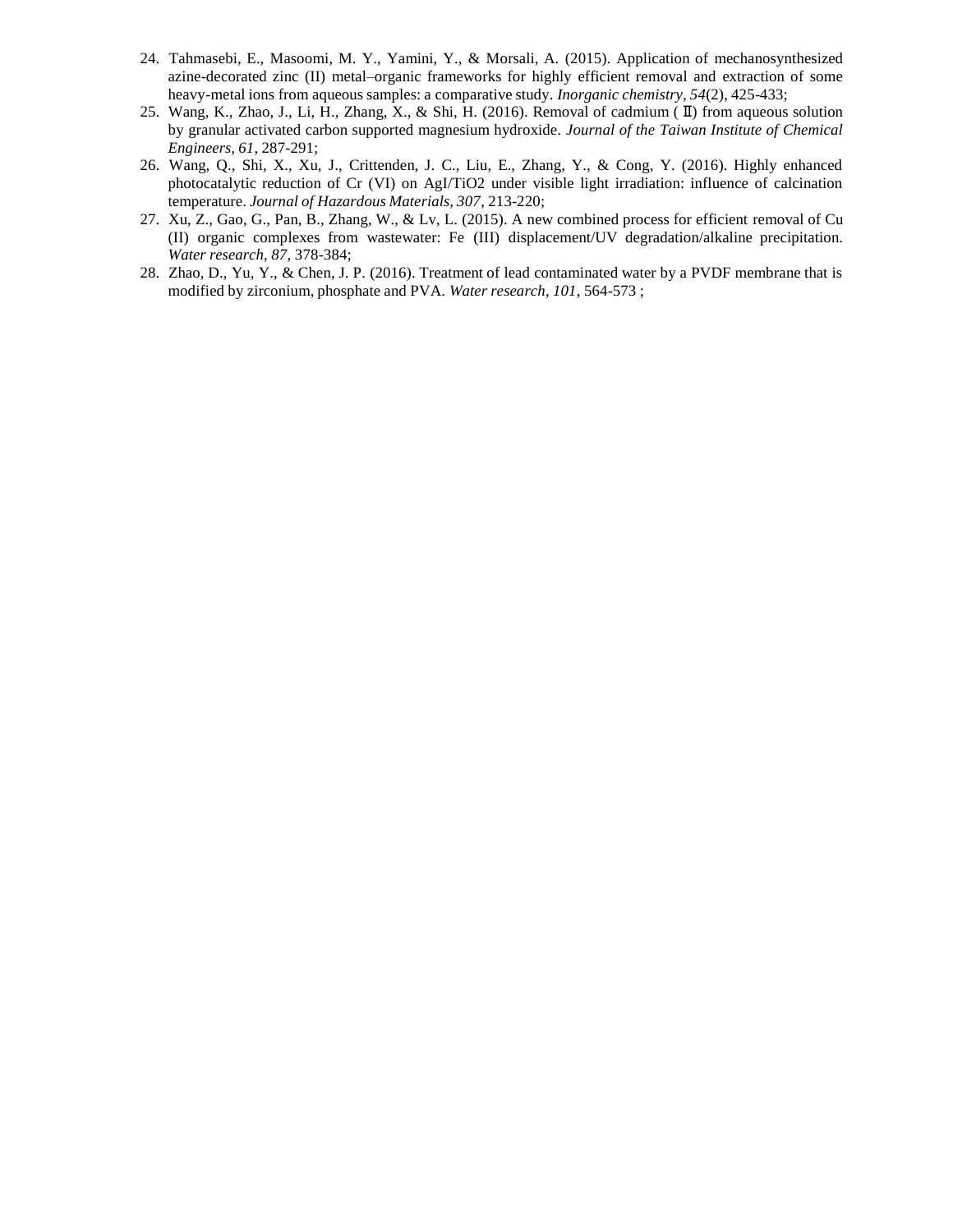24. Tahmasebi, E., Masoomi, M. Y., Yamini, Y., & Morsali, A. (2015). Application of mechanosynthesized azine-decorated zinc (II) metal–organic frameworks for highly efficient removal and extraction of some heavy-metal ions from aqueous samples: a comparative study. *Inorganic chemistry, 54*(2), 425-433;
25. Wang, K., Zhao, J., Li, H., Zhang, X., & Shi, H. (2016). Removal of cadmium (Ⅱ) from aqueous solution by granular activated carbon supported magnesium hydroxide. *Journal of the Taiwan Institute of Chemical Engineers, 61*, 287-291;
26. Wang, Q., Shi, X., Xu, J., Crittenden, J. C., Liu, E., Zhang, Y., & Cong, Y. (2016). Highly enhanced photocatalytic reduction of Cr (VI) on AgI/TiO2 under visible light irradiation: influence of calcination temperature. *Journal of Hazardous Materials, 307*, 213-220;
27. Xu, Z., Gao, G., Pan, B., Zhang, W., & Lv, L. (2015). A new combined process for efficient removal of Cu (II) organic complexes from wastewater: Fe (III) displacement/UV degradation/alkaline precipitation. *Water research, 87*, 378-384;
28. Zhao, D., Yu, Y., & Chen, J. P. (2016). Treatment of lead contaminated water by a PVDF membrane that is modified by zirconium, phosphate and PVA. *Water research, 101*, 564-573 ;